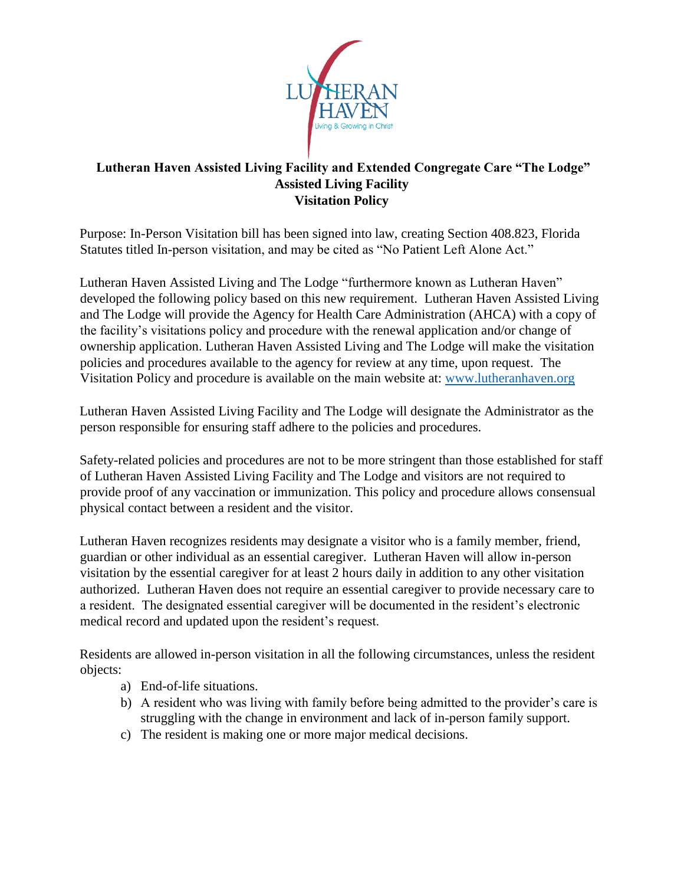# Lutheran Haven Assisted Living Facility and Extended Congregate Care "The Lodge" Assisted Living Facility Visitation Policy

Purpose: In-Person Visitation bill has been signed into law, creating Section 408.823, Florida Statutes titled In-person visitation, and may be cited as "No Patient Left Alone Act."

Lutheran Haven Assisted Living and The Lodge "furthermore known as Lutheran Haven" developed the following policy based on this new requirement. Lutheran Haven Assisted Living and The Lodge will provide the Agency for Health Care Administration (AHCA) with a copy of the facility's visitations policy and procedure with the renewal application and/or change of ownership application. Lutheran Haven Assisted Living and The Lodge will make the visitation policies and procedures available to the agency for review at any time, upon request. The Visitation Policy and procedure is available on the main website at: www.lutheranhaven.org

Lutheran Haven Assisted Living Facility and The Lodge will designate the Administrator as the person responsible for ensuring staff adhere to the policies and procedures.

Safety-related policies and procedures are not to be more stringent than those established for staff of Lutheran Haven Assisted Living Facility and The Lodge and visitors are not required to provide proof of any vaccination or immunization. This policy and procedure allows consensual physical contact between a resident and the visitor.

Lutheran Haven recognizes residents may designate a visitor who is a family member, friend, guardian or other individual as an essential caregiver. Lutheran Haven will allow in-person visitation by the essential caregiver for at least 2 hours daily in addition to any other visitation authorized. Lutheran Haven does not require an essential caregiver to provide necessary care to a resident. The designated essential caregiver will be documented in the resident's electronic medical record and updated upon the resident's request.

Residents are allowed in-person visitation in all the following circumstances, unless the resident objects:

a) End-of-life situations.
b) A resident who was living with family before being admitted to the provider's care is struggling with the change in environment and lack of in-person family support.
c) The resident is making one or more major medical decisions.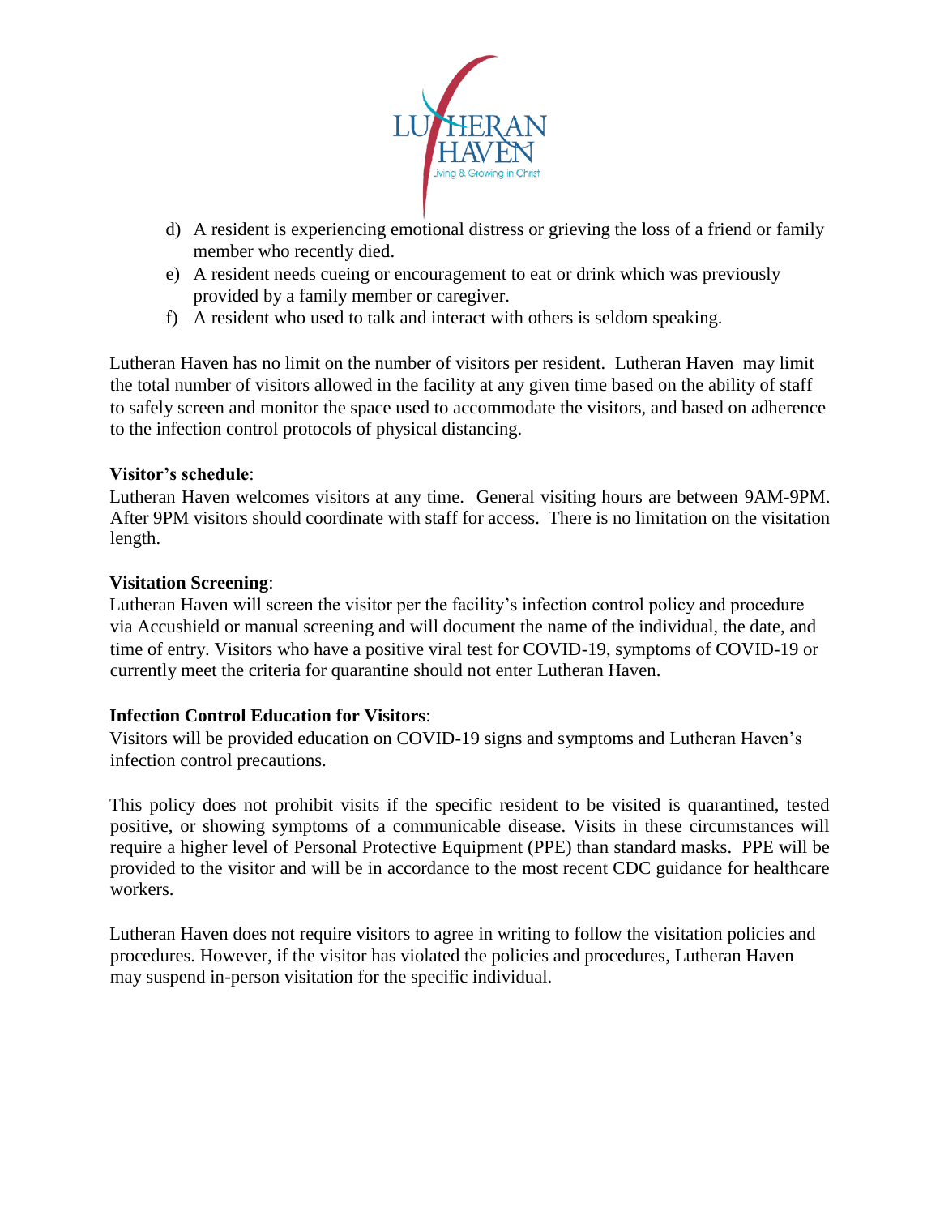d) A resident is experiencing emotional distress or grieving the loss of a friend or family member who recently died.
e) A resident needs cueing or encouragement to eat or drink which was previously provided by a family member or caregiver.
f) A resident who used to talk and interact with others is seldom speaking.

Lutheran Haven has no limit on the number of visitors per resident. Lutheran Haven may limit the total number of visitors allowed in the facility at any given time based on the ability of staff to safely screen and monitor the space used to accommodate the visitors, and based on adherence to the infection control protocols of physical distancing.

**Visitor's schedule**:
Lutheran Haven welcomes visitors at any time. General visiting hours are between 9AM-9PM. After 9PM visitors should coordinate with staff for access. There is no limitation on the visitation length.

**Visitation Screening**:
Lutheran Haven will screen the visitor per the facility's infection control policy and procedure via Accushield or manual screening and will document the name of the individual, the date, and time of entry. Visitors who have a positive viral test for COVID-19, symptoms of COVID-19 or currently meet the criteria for quarantine should not enter Lutheran Haven.

**Infection Control Education for Visitors**:
Visitors will be provided education on COVID-19 signs and symptoms and Lutheran Haven's infection control precautions.

This policy does not prohibit visits if the specific resident to be visited is quarantined, tested positive, or showing symptoms of a communicable disease. Visits in these circumstances will require a higher level of Personal Protective Equipment (PPE) than standard masks. PPE will be provided to the visitor and will be in accordance to the most recent CDC guidance for healthcare workers.

Lutheran Haven does not require visitors to agree in writing to follow the visitation policies and procedures. However, if the visitor has violated the policies and procedures, Lutheran Haven may suspend in-person visitation for the specific individual.